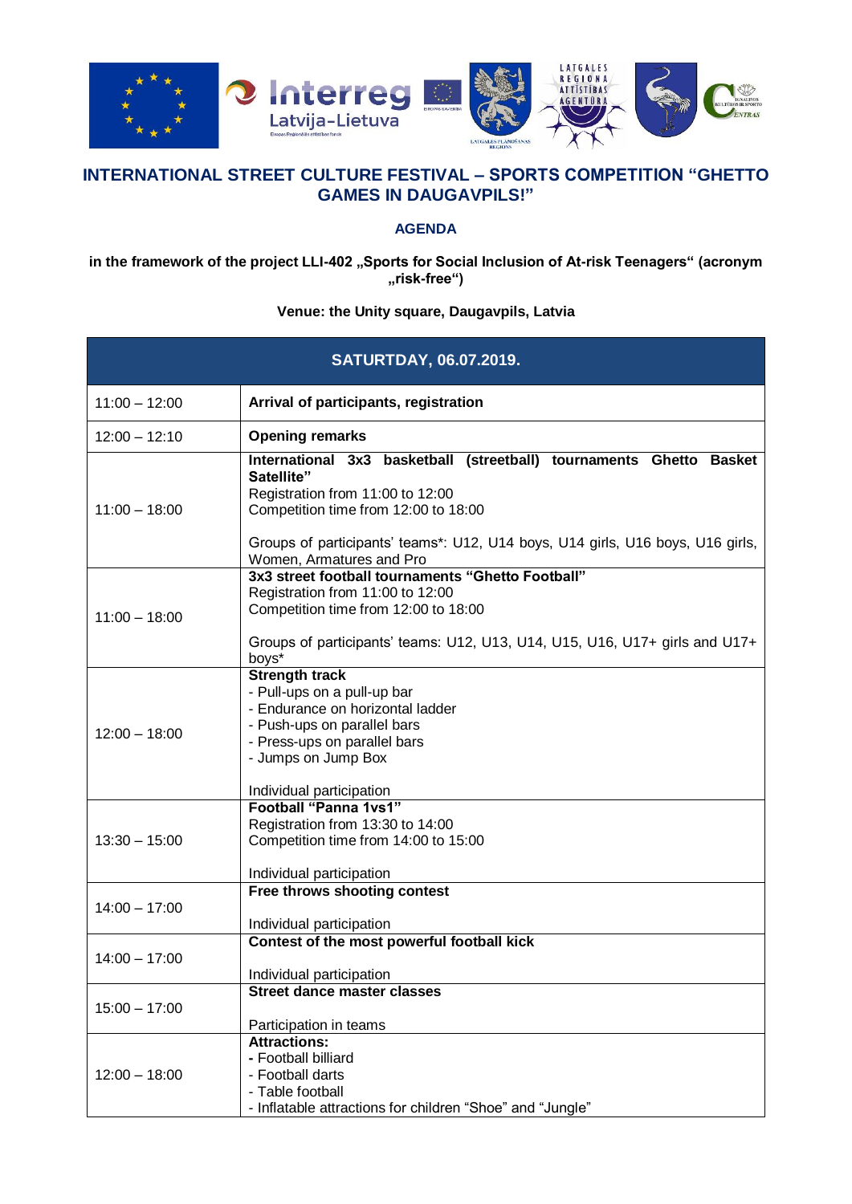# INTERNATIONAL STREET CULTURE FESTIVAL – SPORTS COMPETITION "GHETTO GAMES IN DAUGAVPILS!"

## AGENDA

**in the framework of the project LLI-402 „Sports for Social Inclusion of At-risk Teenagers" (acronym „risk-free")**

**Venue: the Unity square, Daugavpils, Latvia**

| SATURTDAY, 06.07.2019. | |
|---|---|
| 11:00 – 12:00 | **Arrival of participants, registration** |
| 12:00 – 12:10 | **Opening remarks** |
| 11:00 – 18:00 | **International 3x3 basketball (streetball) tournaments Ghetto Basket Satellite"**<br>Registration from 11:00 to 12:00<br>Competition time from 12:00 to 18:00<br><br>Groups of participants' teams*: U12, U14 boys, U14 girls, U16 boys, U16 girls, Women, Armatures and Pro |
| 11:00 – 18:00 | **3x3 street football tournaments "Ghetto Football"**<br>Registration from 11:00 to 12:00<br>Competition time from 12:00 to 18:00<br><br>Groups of participants' teams: U12, U13, U14, U15, U16, U17+ girls and U17+ boys* |
| 12:00 – 18:00 | **Strength track**<br>- Pull-ups on a pull-up bar<br>- Endurance on horizontal ladder<br>- Push-ups on parallel bars<br>- Press-ups on parallel bars<br>- Jumps on Jump Box<br><br>Individual participation |
| 13:30 – 15:00 | **Football "Panna 1vs1"**<br>Registration from 13:30 to 14:00<br>Competition time from 14:00 to 15:00<br><br>Individual participation |
| 14:00 – 17:00 | **Free throws shooting contest**<br><br>Individual participation |
| 14:00 – 17:00 | **Contest of the most powerful football kick**<br><br>Individual participation |
| 15:00 – 17:00 | **Street dance master classes**<br><br>Participation in teams |
| 12:00 – 18:00 | **Attractions:**<br>- Football billiard<br>- Football darts<br>- Table football<br>- Inflatable attractions for children "Shoe" and "Jungle" |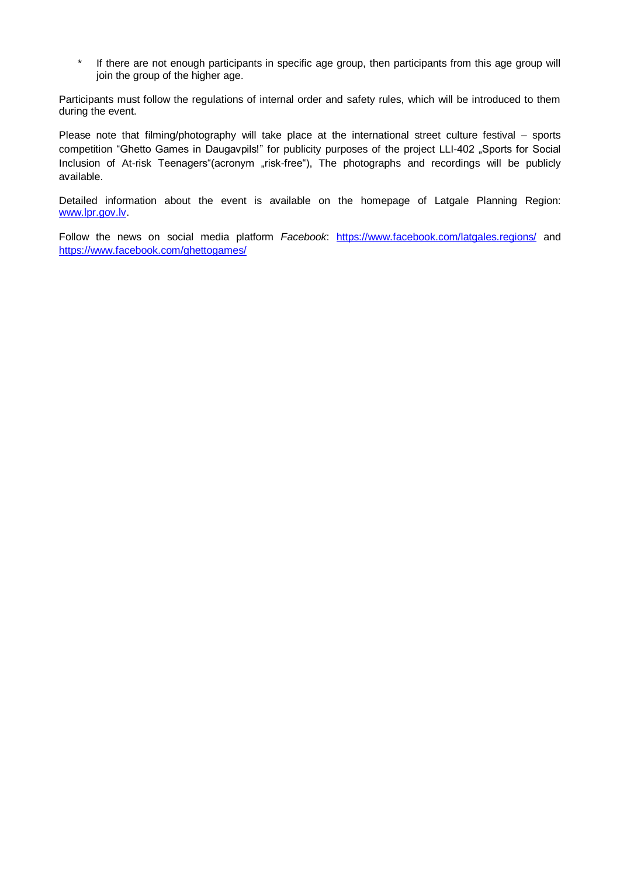* If there are not enough participants in specific age group, then participants from this age group will join the group of the higher age.

Participants must follow the regulations of internal order and safety rules, which will be introduced to them during the event.

Please note that filming/photography will take place at the international street culture festival – sports competition "Ghetto Games in Daugavpils!" for publicity purposes of the project LLI-402 „Sports for Social Inclusion of At-risk Teenagers"(acronym „risk-free"), The photographs and recordings will be publicly available.

Detailed information about the event is available on the homepage of Latgale Planning Region: [www.lpr.gov.lv](http://www.lpr.gov.lv).

Follow the news on social media platform *Facebook*: [https://www.facebook.com/latgales.regions/](https://www.facebook.com/latgales.regions/) and [https://www.facebook.com/ghettogames/](https://www.facebook.com/ghettogames/)